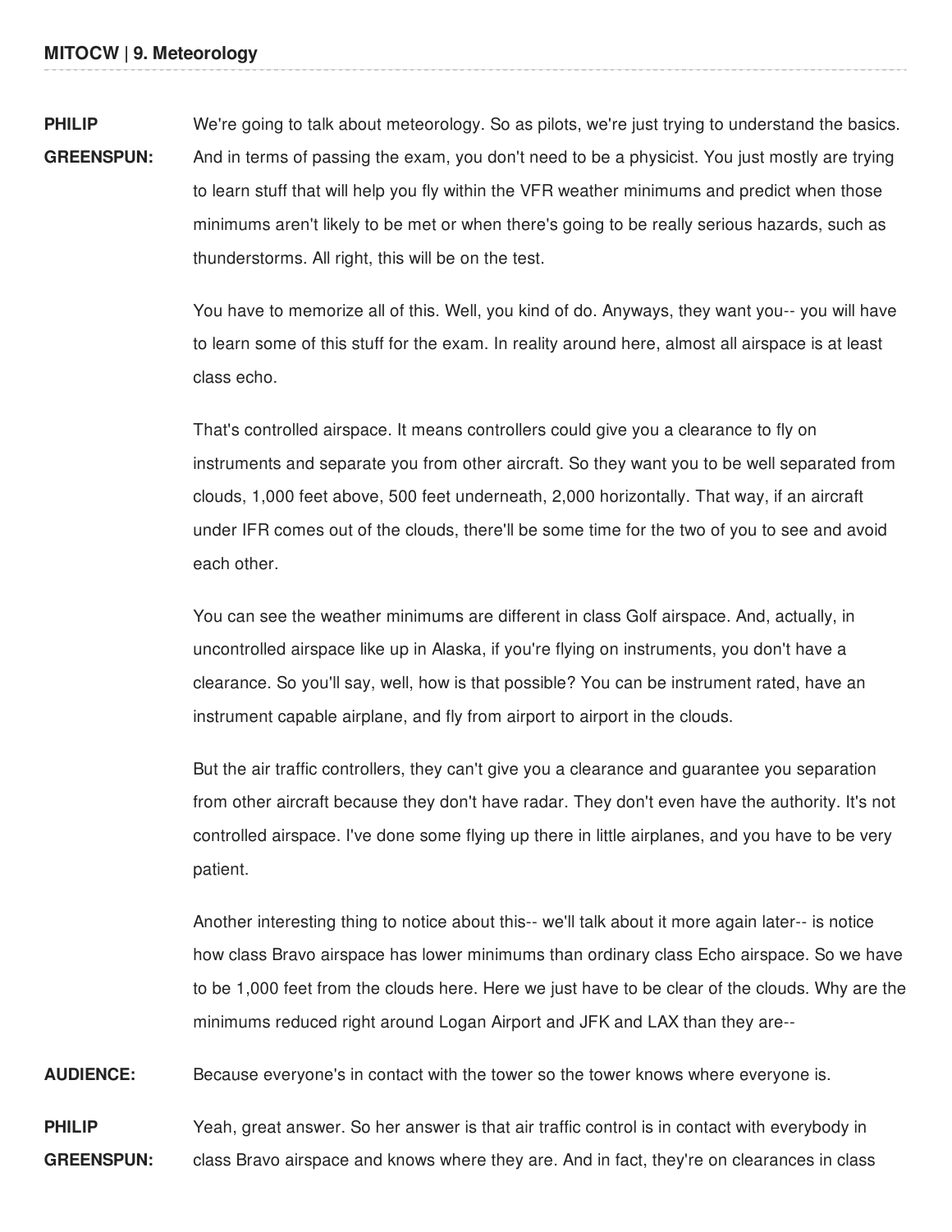**PHILIP GREENSPUN:** We're going to talk about meteorology. So as pilots, we're just trying to understand the basics. And in terms of passing the exam, you don't need to be a physicist. You just mostly are trying to learn stuff that will help you fly within the VFR weather minimums and predict when those minimums aren't likely to be met or when there's going to be really serious hazards, such as thunderstorms. All right, this will be on the test.

You have to memorize all of this. Well, you kind of do. Anyways, they want you-- you will have to learn some of this stuff for the exam. In reality around here, almost all airspace is at least class echo.

That's controlled airspace. It means controllers could give you a clearance to fly on instruments and separate you from other aircraft. So they want you to be well separated from clouds, 1,000 feet above, 500 feet underneath, 2,000 horizontally. That way, if an aircraft under IFR comes out of the clouds, there'll be some time for the two of you to see and avoid each other.

You can see the weather minimums are different in class Golf airspace. And, actually, in uncontrolled airspace like up in Alaska, if you're flying on instruments, you don't have a clearance. So you'll say, well, how is that possible? You can be instrument rated, have an instrument capable airplane, and fly from airport to airport in the clouds.

But the air traffic controllers, they can't give you a clearance and guarantee you separation from other aircraft because they don't have radar. They don't even have the authority. It's not controlled airspace. I've done some flying up there in little airplanes, and you have to be very patient.

Another interesting thing to notice about this-- we'll talk about it more again later-- is notice how class Bravo airspace has lower minimums than ordinary class Echo airspace. So we have to be 1,000 feet from the clouds here. Here we just have to be clear of the clouds. Why are the minimums reduced right around Logan Airport and JFK and LAX than they are--

**AUDIENCE:** Because everyone's in contact with the tower so the tower knows where everyone is.

**PHILIP GREENSPUN:** Yeah, great answer. So her answer is that air traffic control is in contact with everybody in class Bravo airspace and knows where they are. And in fact, they're on clearances in class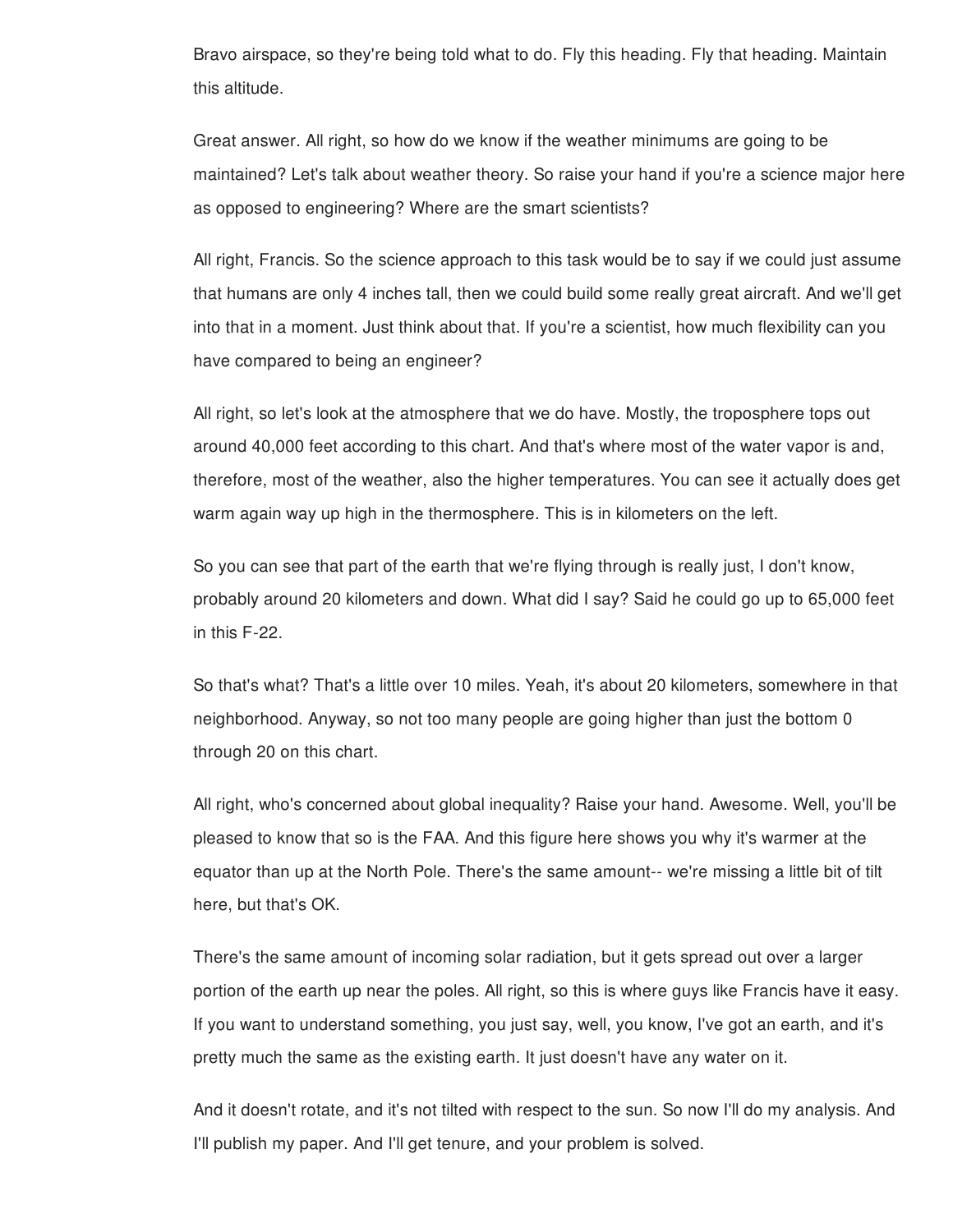Bravo airspace, so they're being told what to do. Fly this heading. Fly that heading. Maintain this altitude.

Great answer. All right, so how do we know if the weather minimums are going to be maintained? Let's talk about weather theory. So raise your hand if you're a science major here as opposed to engineering? Where are the smart scientists?

All right, Francis. So the science approach to this task would be to say if we could just assume that humans are only 4 inches tall, then we could build some really great aircraft. And we'll get into that in a moment. Just think about that. If you're a scientist, how much flexibility can you have compared to being an engineer?

All right, so let's look at the atmosphere that we do have. Mostly, the troposphere tops out around 40,000 feet according to this chart. And that's where most of the water vapor is and, therefore, most of the weather, also the higher temperatures. You can see it actually does get warm again way up high in the thermosphere. This is in kilometers on the left.

So you can see that part of the earth that we're flying through is really just, I don't know, probably around 20 kilometers and down. What did I say? Said he could go up to 65,000 feet in this F-22.

So that's what? That's a little over 10 miles. Yeah, it's about 20 kilometers, somewhere in that neighborhood. Anyway, so not too many people are going higher than just the bottom 0 through 20 on this chart.

All right, who's concerned about global inequality? Raise your hand. Awesome. Well, you'll be pleased to know that so is the FAA. And this figure here shows you why it's warmer at the equator than up at the North Pole. There's the same amount-- we're missing a little bit of tilt here, but that's OK.

There's the same amount of incoming solar radiation, but it gets spread out over a larger portion of the earth up near the poles. All right, so this is where guys like Francis have it easy. If you want to understand something, you just say, well, you know, I've got an earth, and it's pretty much the same as the existing earth. It just doesn't have any water on it.

And it doesn't rotate, and it's not tilted with respect to the sun. So now I'll do my analysis. And I'll publish my paper. And I'll get tenure, and your problem is solved.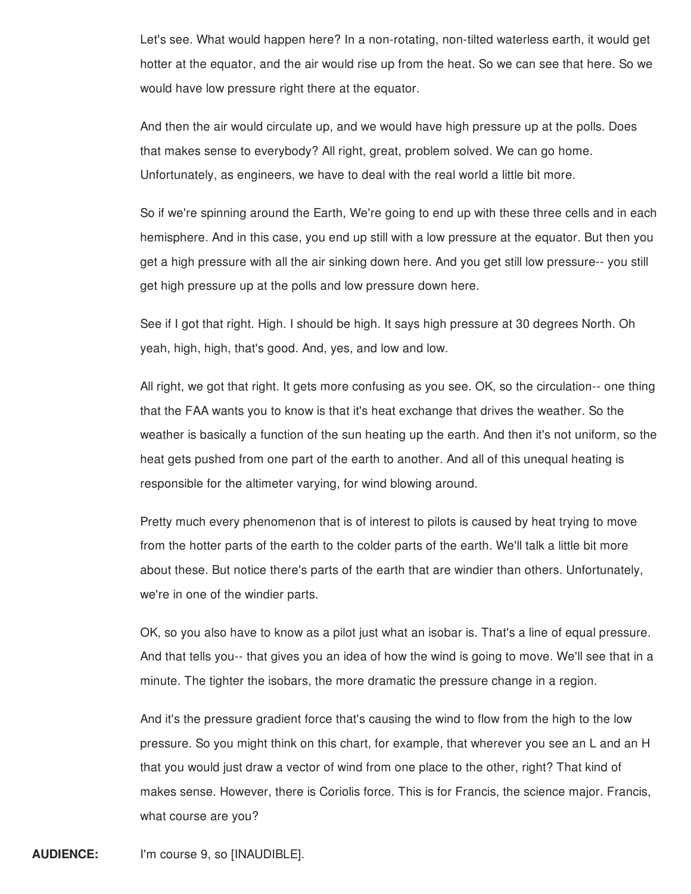Let's see. What would happen here? In a non-rotating, non-tilted waterless earth, it would get hotter at the equator, and the air would rise up from the heat. So we can see that here. So we would have low pressure right there at the equator.

And then the air would circulate up, and we would have high pressure up at the polls. Does that makes sense to everybody? All right, great, problem solved. We can go home. Unfortunately, as engineers, we have to deal with the real world a little bit more.

So if we're spinning around the Earth, We're going to end up with these three cells and in each hemisphere. And in this case, you end up still with a low pressure at the equator. But then you get a high pressure with all the air sinking down here. And you get still low pressure-- you still get high pressure up at the polls and low pressure down here.

See if I got that right. High. I should be high. It says high pressure at 30 degrees North. Oh yeah, high, high, that's good. And, yes, and low and low.

All right, we got that right. It gets more confusing as you see. OK, so the circulation-- one thing that the FAA wants you to know is that it's heat exchange that drives the weather. So the weather is basically a function of the sun heating up the earth. And then it's not uniform, so the heat gets pushed from one part of the earth to another. And all of this unequal heating is responsible for the altimeter varying, for wind blowing around.

Pretty much every phenomenon that is of interest to pilots is caused by heat trying to move from the hotter parts of the earth to the colder parts of the earth. We'll talk a little bit more about these. But notice there's parts of the earth that are windier than others. Unfortunately, we're in one of the windier parts.

OK, so you also have to know as a pilot just what an isobar is. That's a line of equal pressure. And that tells you-- that gives you an idea of how the wind is going to move. We'll see that in a minute. The tighter the isobars, the more dramatic the pressure change in a region.

And it's the pressure gradient force that's causing the wind to flow from the high to the low pressure. So you might think on this chart, for example, that wherever you see an L and an H that you would just draw a vector of wind from one place to the other, right? That kind of makes sense. However, there is Coriolis force. This is for Francis, the science major. Francis, what course are you?

**AUDIENCE:** I'm course 9, so [INAUDIBLE].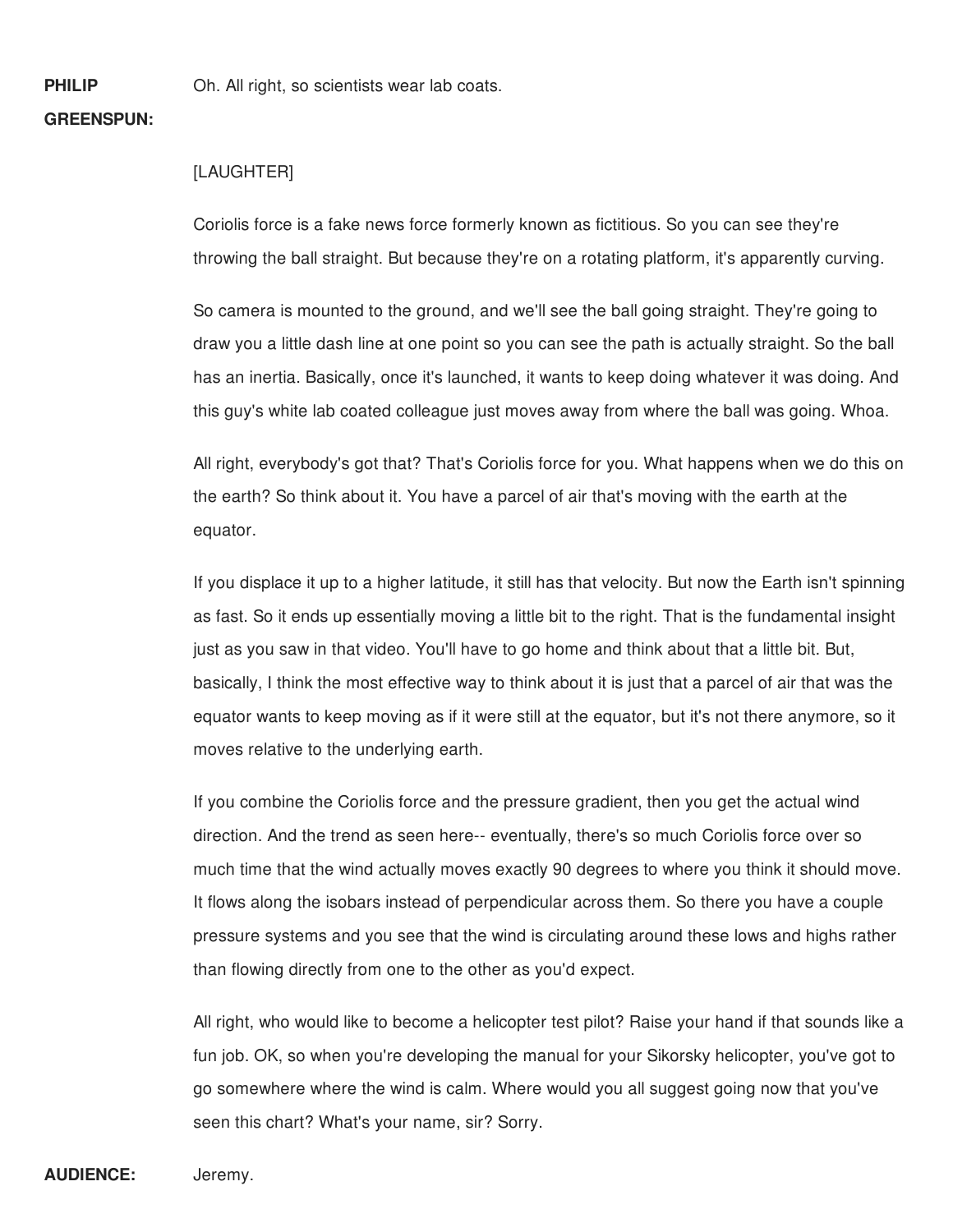**PHILIP GREENSPUN:** Oh. All right, so scientists wear lab coats.

[LAUGHTER]

Coriolis force is a fake news force formerly known as fictitious. So you can see they're throwing the ball straight. But because they're on a rotating platform, it's apparently curving.

So camera is mounted to the ground, and we'll see the ball going straight. They're going to draw you a little dash line at one point so you can see the path is actually straight. So the ball has an inertia. Basically, once it's launched, it wants to keep doing whatever it was doing. And this guy's white lab coated colleague just moves away from where the ball was going. Whoa.

All right, everybody's got that? That's Coriolis force for you. What happens when we do this on the earth? So think about it. You have a parcel of air that's moving with the earth at the equator.

If you displace it up to a higher latitude, it still has that velocity. But now the Earth isn't spinning as fast. So it ends up essentially moving a little bit to the right. That is the fundamental insight just as you saw in that video. You'll have to go home and think about that a little bit. But, basically, I think the most effective way to think about it is just that a parcel of air that was the equator wants to keep moving as if it were still at the equator, but it's not there anymore, so it moves relative to the underlying earth.

If you combine the Coriolis force and the pressure gradient, then you get the actual wind direction. And the trend as seen here-- eventually, there's so much Coriolis force over so much time that the wind actually moves exactly 90 degrees to where you think it should move. It flows along the isobars instead of perpendicular across them. So there you have a couple pressure systems and you see that the wind is circulating around these lows and highs rather than flowing directly from one to the other as you'd expect.

All right, who would like to become a helicopter test pilot? Raise your hand if that sounds like a fun job. OK, so when you're developing the manual for your Sikorsky helicopter, you've got to go somewhere where the wind is calm. Where would you all suggest going now that you've seen this chart? What's your name, sir? Sorry.

**AUDIENCE:** Jeremy.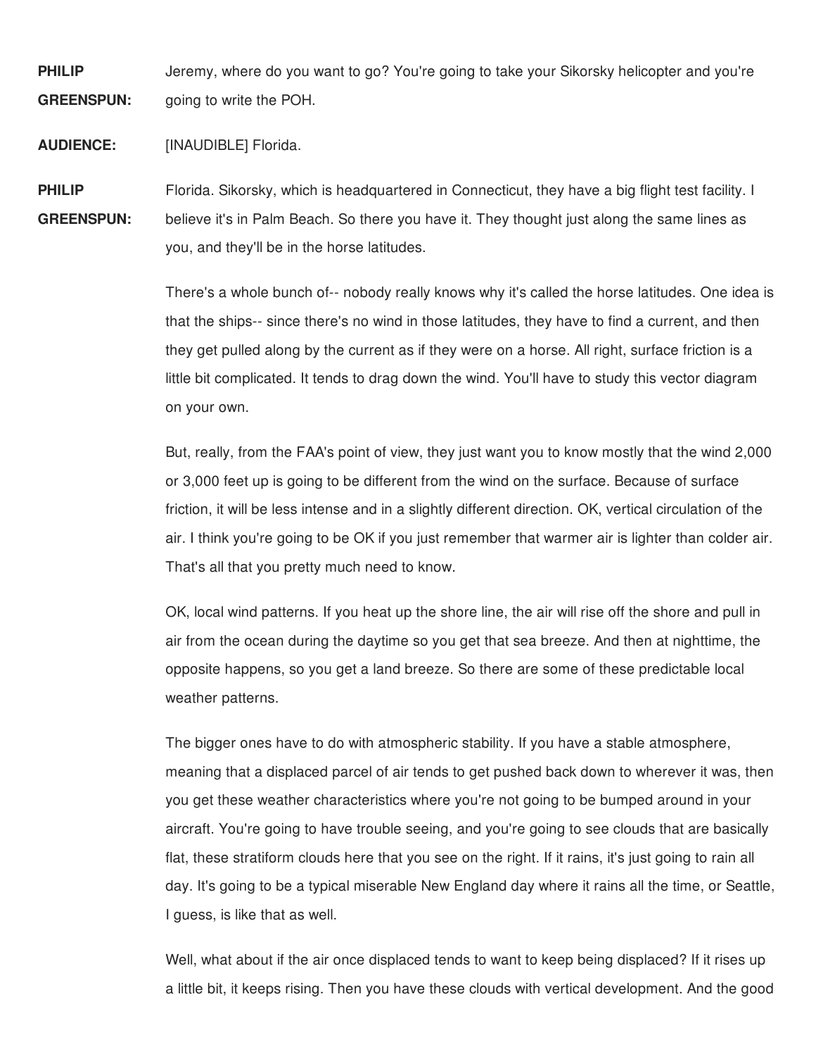**PHILIP GREENSPUN:** Jeremy, where do you want to go? You're going to take your Sikorsky helicopter and you're going to write the POH.

**AUDIENCE:** [INAUDIBLE] Florida.

**PHILIP GREENSPUN:** Florida. Sikorsky, which is headquartered in Connecticut, they have a big flight test facility. I believe it's in Palm Beach. So there you have it. They thought just along the same lines as you, and they'll be in the horse latitudes.

There's a whole bunch of-- nobody really knows why it's called the horse latitudes. One idea is that the ships-- since there's no wind in those latitudes, they have to find a current, and then they get pulled along by the current as if they were on a horse. All right, surface friction is a little bit complicated. It tends to drag down the wind. You'll have to study this vector diagram on your own.

But, really, from the FAA's point of view, they just want you to know mostly that the wind 2,000 or 3,000 feet up is going to be different from the wind on the surface. Because of surface friction, it will be less intense and in a slightly different direction. OK, vertical circulation of the air. I think you're going to be OK if you just remember that warmer air is lighter than colder air. That's all that you pretty much need to know.

OK, local wind patterns. If you heat up the shore line, the air will rise off the shore and pull in air from the ocean during the daytime so you get that sea breeze. And then at nighttime, the opposite happens, so you get a land breeze. So there are some of these predictable local weather patterns.

The bigger ones have to do with atmospheric stability. If you have a stable atmosphere, meaning that a displaced parcel of air tends to get pushed back down to wherever it was, then you get these weather characteristics where you're not going to be bumped around in your aircraft. You're going to have trouble seeing, and you're going to see clouds that are basically flat, these stratiform clouds here that you see on the right. If it rains, it's just going to rain all day. It's going to be a typical miserable New England day where it rains all the time, or Seattle, I guess, is like that as well.

Well, what about if the air once displaced tends to want to keep being displaced? If it rises up a little bit, it keeps rising. Then you have these clouds with vertical development. And the good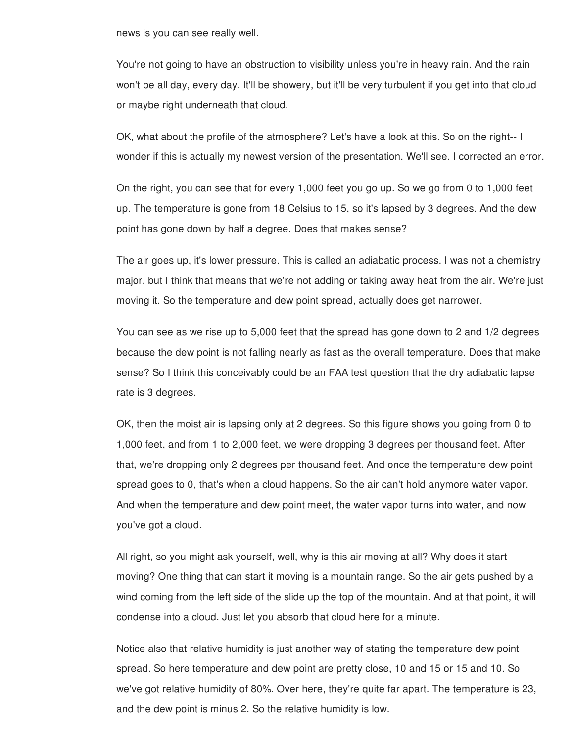news is you can see really well.

You're not going to have an obstruction to visibility unless you're in heavy rain. And the rain won't be all day, every day. It'll be showery, but it'll be very turbulent if you get into that cloud or maybe right underneath that cloud.

OK, what about the profile of the atmosphere? Let's have a look at this. So on the right-- I wonder if this is actually my newest version of the presentation. We'll see. I corrected an error.

On the right, you can see that for every 1,000 feet you go up. So we go from 0 to 1,000 feet up. The temperature is gone from 18 Celsius to 15, so it's lapsed by 3 degrees. And the dew point has gone down by half a degree. Does that makes sense?

The air goes up, it's lower pressure. This is called an adiabatic process. I was not a chemistry major, but I think that means that we're not adding or taking away heat from the air. We're just moving it. So the temperature and dew point spread, actually does get narrower.

You can see as we rise up to 5,000 feet that the spread has gone down to 2 and 1/2 degrees because the dew point is not falling nearly as fast as the overall temperature. Does that make sense? So I think this conceivably could be an FAA test question that the dry adiabatic lapse rate is 3 degrees.

OK, then the moist air is lapsing only at 2 degrees. So this figure shows you going from 0 to 1,000 feet, and from 1 to 2,000 feet, we were dropping 3 degrees per thousand feet. After that, we're dropping only 2 degrees per thousand feet. And once the temperature dew point spread goes to 0, that's when a cloud happens. So the air can't hold anymore water vapor. And when the temperature and dew point meet, the water vapor turns into water, and now you've got a cloud.

All right, so you might ask yourself, well, why is this air moving at all? Why does it start moving? One thing that can start it moving is a mountain range. So the air gets pushed by a wind coming from the left side of the slide up the top of the mountain. And at that point, it will condense into a cloud. Just let you absorb that cloud here for a minute.

Notice also that relative humidity is just another way of stating the temperature dew point spread. So here temperature and dew point are pretty close, 10 and 15 or 15 and 10. So we've got relative humidity of 80%. Over here, they're quite far apart. The temperature is 23, and the dew point is minus 2. So the relative humidity is low.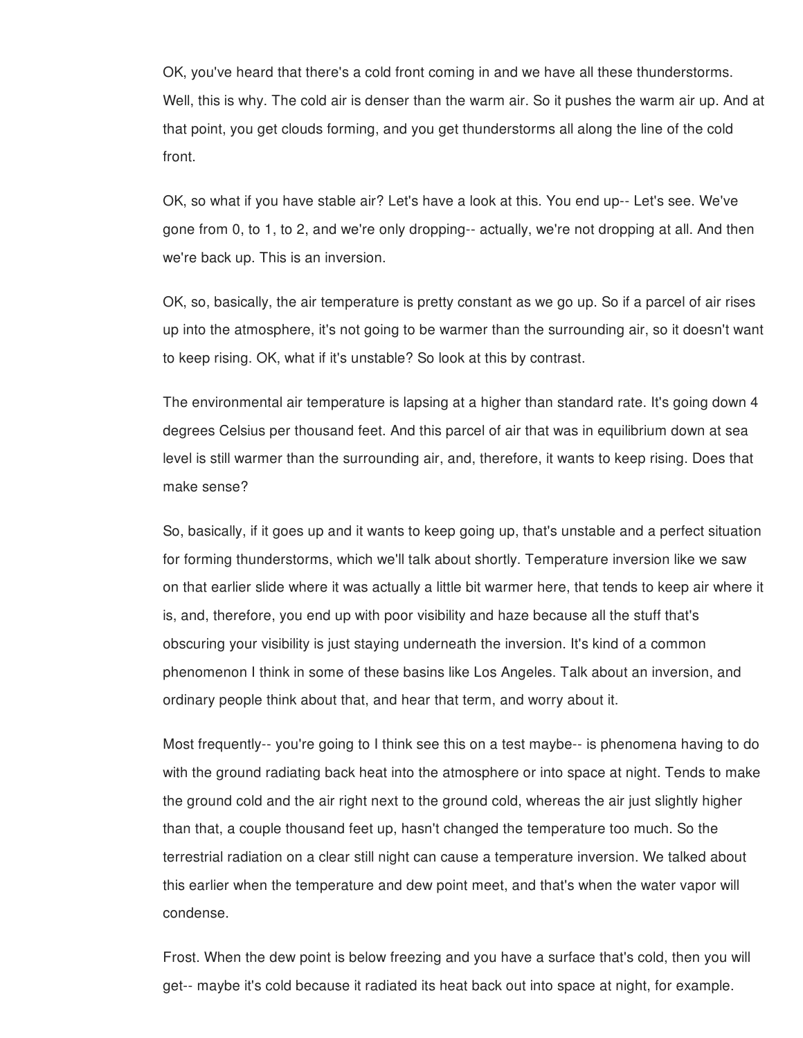OK, you've heard that there's a cold front coming in and we have all these thunderstorms. Well, this is why. The cold air is denser than the warm air. So it pushes the warm air up. And at that point, you get clouds forming, and you get thunderstorms all along the line of the cold front.

OK, so what if you have stable air? Let's have a look at this. You end up-- Let's see. We've gone from 0, to 1, to 2, and we're only dropping-- actually, we're not dropping at all. And then we're back up. This is an inversion.

OK, so, basically, the air temperature is pretty constant as we go up. So if a parcel of air rises up into the atmosphere, it's not going to be warmer than the surrounding air, so it doesn't want to keep rising. OK, what if it's unstable? So look at this by contrast.

The environmental air temperature is lapsing at a higher than standard rate. It's going down 4 degrees Celsius per thousand feet. And this parcel of air that was in equilibrium down at sea level is still warmer than the surrounding air, and, therefore, it wants to keep rising. Does that make sense?

So, basically, if it goes up and it wants to keep going up, that's unstable and a perfect situation for forming thunderstorms, which we'll talk about shortly. Temperature inversion like we saw on that earlier slide where it was actually a little bit warmer here, that tends to keep air where it is, and, therefore, you end up with poor visibility and haze because all the stuff that's obscuring your visibility is just staying underneath the inversion. It's kind of a common phenomenon I think in some of these basins like Los Angeles. Talk about an inversion, and ordinary people think about that, and hear that term, and worry about it.

Most frequently-- you're going to I think see this on a test maybe-- is phenomena having to do with the ground radiating back heat into the atmosphere or into space at night. Tends to make the ground cold and the air right next to the ground cold, whereas the air just slightly higher than that, a couple thousand feet up, hasn't changed the temperature too much. So the terrestrial radiation on a clear still night can cause a temperature inversion. We talked about this earlier when the temperature and dew point meet, and that's when the water vapor will condense.

Frost. When the dew point is below freezing and you have a surface that's cold, then you will get-- maybe it's cold because it radiated its heat back out into space at night, for example.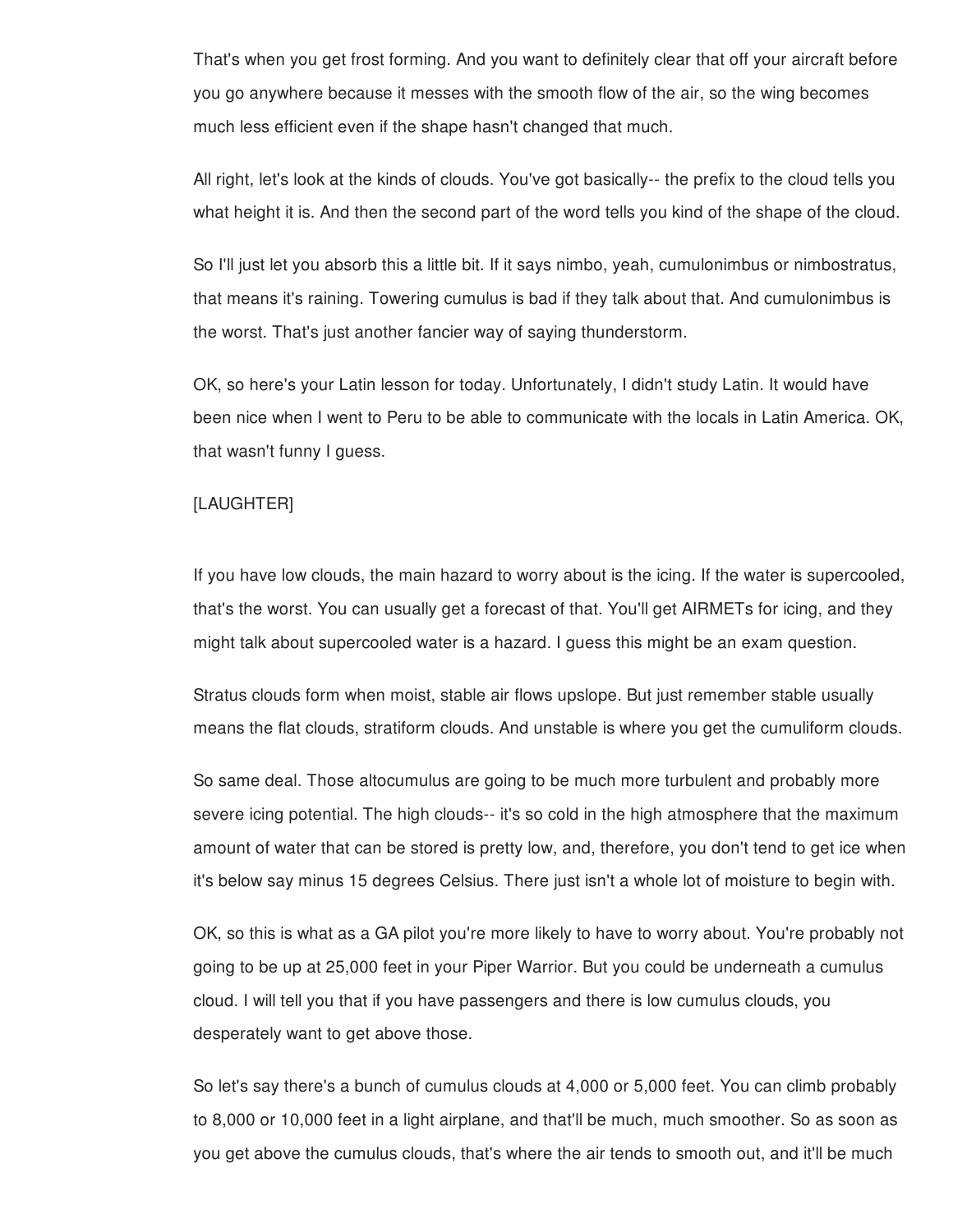That's when you get frost forming. And you want to definitely clear that off your aircraft before you go anywhere because it messes with the smooth flow of the air, so the wing becomes much less efficient even if the shape hasn't changed that much.

All right, let's look at the kinds of clouds. You've got basically-- the prefix to the cloud tells you what height it is. And then the second part of the word tells you kind of the shape of the cloud.

So I'll just let you absorb this a little bit. If it says nimbo, yeah, cumulonimbus or nimbostratus, that means it's raining. Towering cumulus is bad if they talk about that. And cumulonimbus is the worst. That's just another fancier way of saying thunderstorm.

OK, so here's your Latin lesson for today. Unfortunately, I didn't study Latin. It would have been nice when I went to Peru to be able to communicate with the locals in Latin America. OK, that wasn't funny I guess.

[LAUGHTER]

If you have low clouds, the main hazard to worry about is the icing. If the water is supercooled, that's the worst. You can usually get a forecast of that. You'll get AIRMETs for icing, and they might talk about supercooled water is a hazard. I guess this might be an exam question.

Stratus clouds form when moist, stable air flows upslope. But just remember stable usually means the flat clouds, stratiform clouds. And unstable is where you get the cumuliform clouds.

So same deal. Those altocumulus are going to be much more turbulent and probably more severe icing potential. The high clouds-- it's so cold in the high atmosphere that the maximum amount of water that can be stored is pretty low, and, therefore, you don't tend to get ice when it's below say minus 15 degrees Celsius. There just isn't a whole lot of moisture to begin with.

OK, so this is what as a GA pilot you're more likely to have to worry about. You're probably not going to be up at 25,000 feet in your Piper Warrior. But you could be underneath a cumulus cloud. I will tell you that if you have passengers and there is low cumulus clouds, you desperately want to get above those.

So let's say there's a bunch of cumulus clouds at 4,000 or 5,000 feet. You can climb probably to 8,000 or 10,000 feet in a light airplane, and that'll be much, much smoother. So as soon as you get above the cumulus clouds, that's where the air tends to smooth out, and it'll be much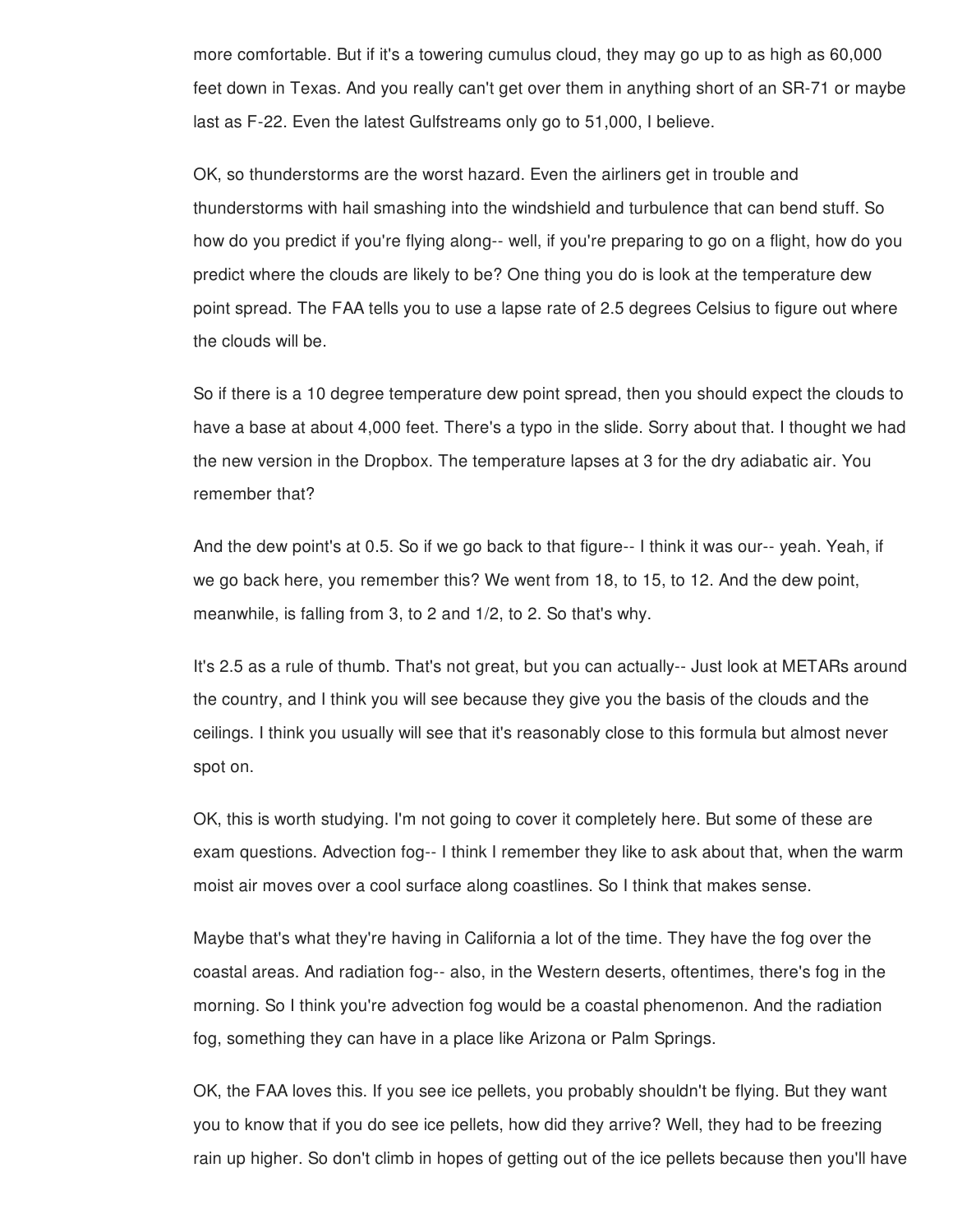more comfortable. But if it's a towering cumulus cloud, they may go up to as high as 60,000 feet down in Texas. And you really can't get over them in anything short of an SR-71 or maybe last as F-22. Even the latest Gulfstreams only go to 51,000, I believe.

OK, so thunderstorms are the worst hazard. Even the airliners get in trouble and thunderstorms with hail smashing into the windshield and turbulence that can bend stuff. So how do you predict if you're flying along-- well, if you're preparing to go on a flight, how do you predict where the clouds are likely to be? One thing you do is look at the temperature dew point spread. The FAA tells you to use a lapse rate of 2.5 degrees Celsius to figure out where the clouds will be.

So if there is a 10 degree temperature dew point spread, then you should expect the clouds to have a base at about 4,000 feet. There's a typo in the slide. Sorry about that. I thought we had the new version in the Dropbox. The temperature lapses at 3 for the dry adiabatic air. You remember that?

And the dew point's at 0.5. So if we go back to that figure-- I think it was our-- yeah. Yeah, if we go back here, you remember this? We went from 18, to 15, to 12. And the dew point, meanwhile, is falling from 3, to 2 and 1/2, to 2. So that's why.

It's 2.5 as a rule of thumb. That's not great, but you can actually-- Just look at METARs around the country, and I think you will see because they give you the basis of the clouds and the ceilings. I think you usually will see that it's reasonably close to this formula but almost never spot on.

OK, this is worth studying. I'm not going to cover it completely here. But some of these are exam questions. Advection fog-- I think I remember they like to ask about that, when the warm moist air moves over a cool surface along coastlines. So I think that makes sense.

Maybe that's what they're having in California a lot of the time. They have the fog over the coastal areas. And radiation fog-- also, in the Western deserts, oftentimes, there's fog in the morning. So I think you're advection fog would be a coastal phenomenon. And the radiation fog, something they can have in a place like Arizona or Palm Springs.

OK, the FAA loves this. If you see ice pellets, you probably shouldn't be flying. But they want you to know that if you do see ice pellets, how did they arrive? Well, they had to be freezing rain up higher. So don't climb in hopes of getting out of the ice pellets because then you'll have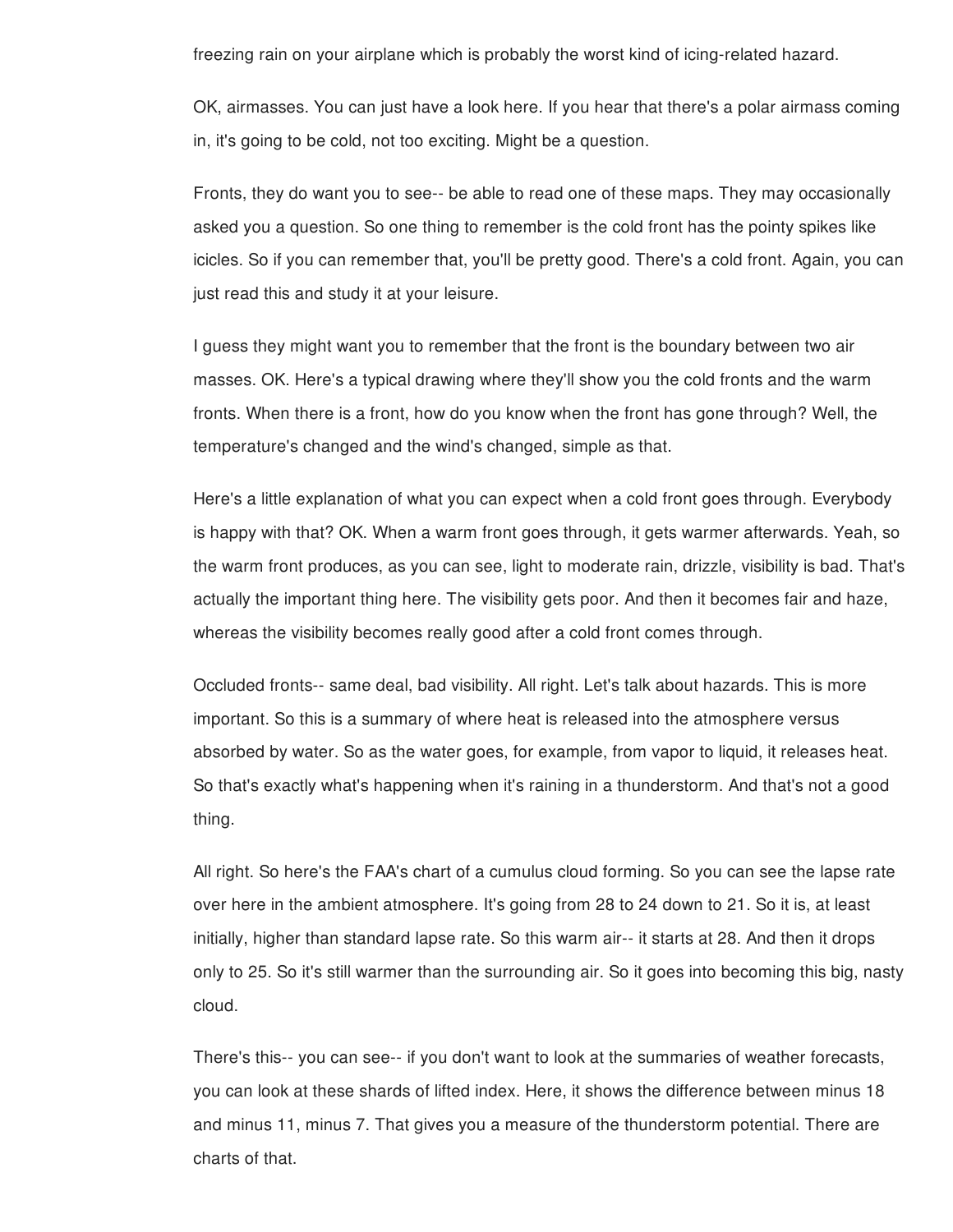freezing rain on your airplane which is probably the worst kind of icing-related hazard.

OK, airmasses. You can just have a look here. If you hear that there's a polar airmass coming in, it's going to be cold, not too exciting. Might be a question.

Fronts, they do want you to see-- be able to read one of these maps. They may occasionally asked you a question. So one thing to remember is the cold front has the pointy spikes like icicles. So if you can remember that, you'll be pretty good. There's a cold front. Again, you can just read this and study it at your leisure.

I guess they might want you to remember that the front is the boundary between two air masses. OK. Here's a typical drawing where they'll show you the cold fronts and the warm fronts. When there is a front, how do you know when the front has gone through? Well, the temperature's changed and the wind's changed, simple as that.

Here's a little explanation of what you can expect when a cold front goes through. Everybody is happy with that? OK. When a warm front goes through, it gets warmer afterwards. Yeah, so the warm front produces, as you can see, light to moderate rain, drizzle, visibility is bad. That's actually the important thing here. The visibility gets poor. And then it becomes fair and haze, whereas the visibility becomes really good after a cold front comes through.

Occluded fronts-- same deal, bad visibility. All right. Let's talk about hazards. This is more important. So this is a summary of where heat is released into the atmosphere versus absorbed by water. So as the water goes, for example, from vapor to liquid, it releases heat. So that's exactly what's happening when it's raining in a thunderstorm. And that's not a good thing.

All right. So here's the FAA's chart of a cumulus cloud forming. So you can see the lapse rate over here in the ambient atmosphere. It's going from 28 to 24 down to 21. So it is, at least initially, higher than standard lapse rate. So this warm air-- it starts at 28. And then it drops only to 25. So it's still warmer than the surrounding air. So it goes into becoming this big, nasty cloud.

There's this-- you can see-- if you don't want to look at the summaries of weather forecasts, you can look at these shards of lifted index. Here, it shows the difference between minus 18 and minus 11, minus 7. That gives you a measure of the thunderstorm potential. There are charts of that.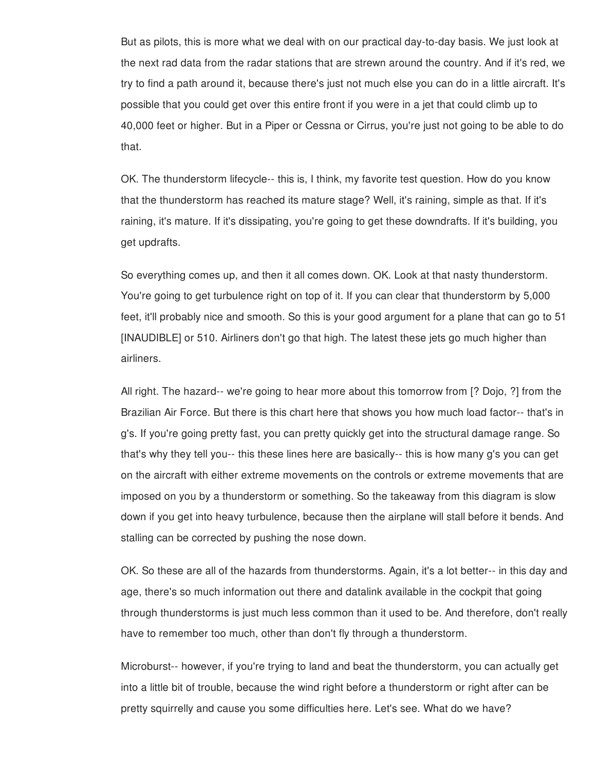But as pilots, this is more what we deal with on our practical day-to-day basis. We just look at the next rad data from the radar stations that are strewn around the country. And if it's red, we try to find a path around it, because there's just not much else you can do in a little aircraft. It's possible that you could get over this entire front if you were in a jet that could climb up to 40,000 feet or higher. But in a Piper or Cessna or Cirrus, you're just not going to be able to do that.

OK. The thunderstorm lifecycle-- this is, I think, my favorite test question. How do you know that the thunderstorm has reached its mature stage? Well, it's raining, simple as that. If it's raining, it's mature. If it's dissipating, you're going to get these downdrafts. If it's building, you get updrafts.

So everything comes up, and then it all comes down. OK. Look at that nasty thunderstorm. You're going to get turbulence right on top of it. If you can clear that thunderstorm by 5,000 feet, it'll probably nice and smooth. So this is your good argument for a plane that can go to 51 [INAUDIBLE] or 510. Airliners don't go that high. The latest these jets go much higher than airliners.

All right. The hazard-- we're going to hear more about this tomorrow from [? Dojo, ?] from the Brazilian Air Force. But there is this chart here that shows you how much load factor-- that's in g's. If you're going pretty fast, you can pretty quickly get into the structural damage range. So that's why they tell you-- this these lines here are basically-- this is how many g's you can get on the aircraft with either extreme movements on the controls or extreme movements that are imposed on you by a thunderstorm or something. So the takeaway from this diagram is slow down if you get into heavy turbulence, because then the airplane will stall before it bends. And stalling can be corrected by pushing the nose down.

OK. So these are all of the hazards from thunderstorms. Again, it's a lot better-- in this day and age, there's so much information out there and datalink available in the cockpit that going through thunderstorms is just much less common than it used to be. And therefore, don't really have to remember too much, other than don't fly through a thunderstorm.

Microburst-- however, if you're trying to land and beat the thunderstorm, you can actually get into a little bit of trouble, because the wind right before a thunderstorm or right after can be pretty squirrelly and cause you some difficulties here. Let's see. What do we have?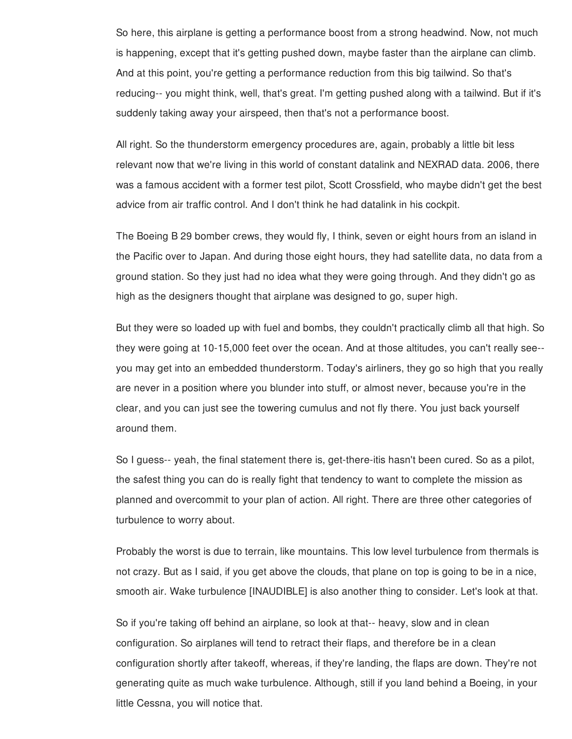So here, this airplane is getting a performance boost from a strong headwind. Now, not much is happening, except that it's getting pushed down, maybe faster than the airplane can climb. And at this point, you're getting a performance reduction from this big tailwind. So that's reducing-- you might think, well, that's great. I'm getting pushed along with a tailwind. But if it's suddenly taking away your airspeed, then that's not a performance boost.

All right. So the thunderstorm emergency procedures are, again, probably a little bit less relevant now that we're living in this world of constant datalink and NEXRAD data. 2006, there was a famous accident with a former test pilot, Scott Crossfield, who maybe didn't get the best advice from air traffic control. And I don't think he had datalink in his cockpit.

The Boeing B 29 bomber crews, they would fly, I think, seven or eight hours from an island in the Pacific over to Japan. And during those eight hours, they had satellite data, no data from a ground station. So they just had no idea what they were going through. And they didn't go as high as the designers thought that airplane was designed to go, super high.

But they were so loaded up with fuel and bombs, they couldn't practically climb all that high. So they were going at 10-15,000 feet over the ocean. And at those altitudes, you can't really see-- you may get into an embedded thunderstorm. Today's airliners, they go so high that you really are never in a position where you blunder into stuff, or almost never, because you're in the clear, and you can just see the towering cumulus and not fly there. You just back yourself around them.

So I guess-- yeah, the final statement there is, get-there-itis hasn't been cured. So as a pilot, the safest thing you can do is really fight that tendency to want to complete the mission as planned and overcommit to your plan of action. All right. There are three other categories of turbulence to worry about.

Probably the worst is due to terrain, like mountains. This low level turbulence from thermals is not crazy. But as I said, if you get above the clouds, that plane on top is going to be in a nice, smooth air. Wake turbulence [INAUDIBLE] is also another thing to consider. Let's look at that.

So if you're taking off behind an airplane, so look at that-- heavy, slow and in clean configuration. So airplanes will tend to retract their flaps, and therefore be in a clean configuration shortly after takeoff, whereas, if they're landing, the flaps are down. They're not generating quite as much wake turbulence. Although, still if you land behind a Boeing, in your little Cessna, you will notice that.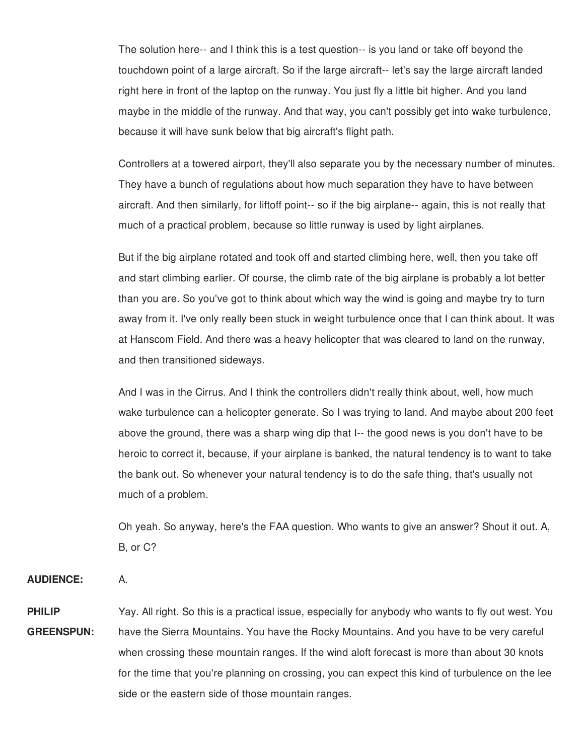The solution here-- and I think this is a test question-- is you land or take off beyond the touchdown point of a large aircraft. So if the large aircraft-- let's say the large aircraft landed right here in front of the laptop on the runway. You just fly a little bit higher. And you land maybe in the middle of the runway. And that way, you can't possibly get into wake turbulence, because it will have sunk below that big aircraft's flight path.

Controllers at a towered airport, they'll also separate you by the necessary number of minutes. They have a bunch of regulations about how much separation they have to have between aircraft. And then similarly, for liftoff point-- so if the big airplane-- again, this is not really that much of a practical problem, because so little runway is used by light airplanes.

But if the big airplane rotated and took off and started climbing here, well, then you take off and start climbing earlier. Of course, the climb rate of the big airplane is probably a lot better than you are. So you've got to think about which way the wind is going and maybe try to turn away from it. I've only really been stuck in weight turbulence once that I can think about. It was at Hanscom Field. And there was a heavy helicopter that was cleared to land on the runway, and then transitioned sideways.

And I was in the Cirrus. And I think the controllers didn't really think about, well, how much wake turbulence can a helicopter generate. So I was trying to land. And maybe about 200 feet above the ground, there was a sharp wing dip that I-- the good news is you don't have to be heroic to correct it, because, if your airplane is banked, the natural tendency is to want to take the bank out. So whenever your natural tendency is to do the safe thing, that's usually not much of a problem.

Oh yeah. So anyway, here's the FAA question. Who wants to give an answer? Shout it out. A, B, or C?

**AUDIENCE:** A.

**PHILIP GREENSPUN:** Yay. All right. So this is a practical issue, especially for anybody who wants to fly out west. You have the Sierra Mountains. You have the Rocky Mountains. And you have to be very careful when crossing these mountain ranges. If the wind aloft forecast is more than about 30 knots for the time that you're planning on crossing, you can expect this kind of turbulence on the lee side or the eastern side of those mountain ranges.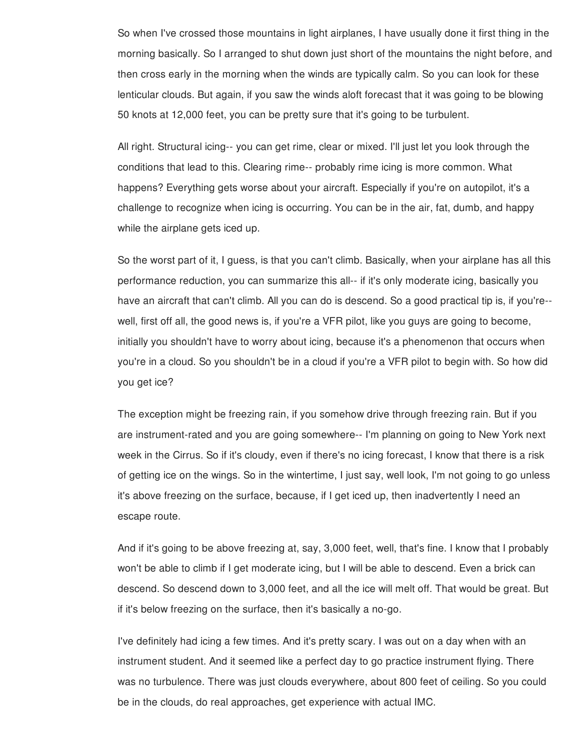So when I've crossed those mountains in light airplanes, I have usually done it first thing in the morning basically. So I arranged to shut down just short of the mountains the night before, and then cross early in the morning when the winds are typically calm. So you can look for these lenticular clouds. But again, if you saw the winds aloft forecast that it was going to be blowing 50 knots at 12,000 feet, you can be pretty sure that it's going to be turbulent.

All right. Structural icing-- you can get rime, clear or mixed. I'll just let you look through the conditions that lead to this. Clearing rime-- probably rime icing is more common. What happens? Everything gets worse about your aircraft. Especially if you're on autopilot, it's a challenge to recognize when icing is occurring. You can be in the air, fat, dumb, and happy while the airplane gets iced up.

So the worst part of it, I guess, is that you can't climb. Basically, when your airplane has all this performance reduction, you can summarize this all-- if it's only moderate icing, basically you have an aircraft that can't climb. All you can do is descend. So a good practical tip is, if you're-- well, first off all, the good news is, if you're a VFR pilot, like you guys are going to become, initially you shouldn't have to worry about icing, because it's a phenomenon that occurs when you're in a cloud. So you shouldn't be in a cloud if you're a VFR pilot to begin with. So how did you get ice?

The exception might be freezing rain, if you somehow drive through freezing rain. But if you are instrument-rated and you are going somewhere-- I'm planning on going to New York next week in the Cirrus. So if it's cloudy, even if there's no icing forecast, I know that there is a risk of getting ice on the wings. So in the wintertime, I just say, well look, I'm not going to go unless it's above freezing on the surface, because, if I get iced up, then inadvertently I need an escape route.

And if it's going to be above freezing at, say, 3,000 feet, well, that's fine. I know that I probably won't be able to climb if I get moderate icing, but I will be able to descend. Even a brick can descend. So descend down to 3,000 feet, and all the ice will melt off. That would be great. But if it's below freezing on the surface, then it's basically a no-go.

I've definitely had icing a few times. And it's pretty scary. I was out on a day when with an instrument student. And it seemed like a perfect day to go practice instrument flying. There was no turbulence. There was just clouds everywhere, about 800 feet of ceiling. So you could be in the clouds, do real approaches, get experience with actual IMC.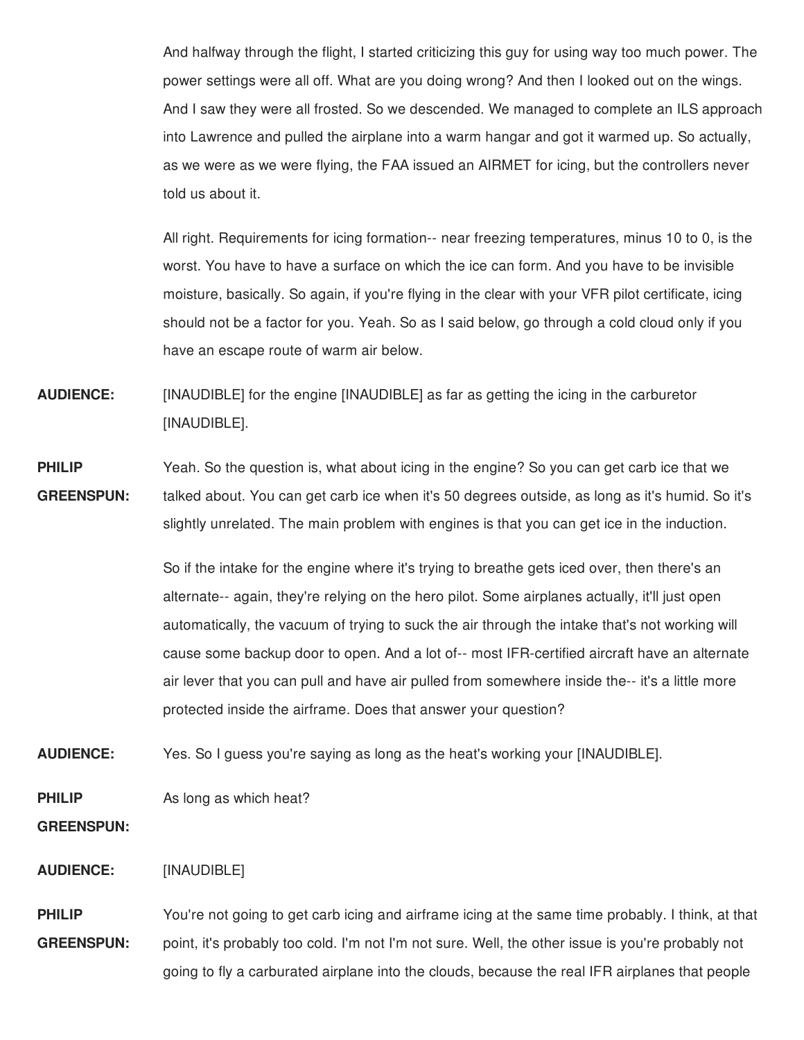And halfway through the flight, I started criticizing this guy for using way too much power. The power settings were all off. What are you doing wrong? And then I looked out on the wings. And I saw they were all frosted. So we descended. We managed to complete an ILS approach into Lawrence and pulled the airplane into a warm hangar and got it warmed up. So actually, as we were as we were flying, the FAA issued an AIRMET for icing, but the controllers never told us about it.

All right. Requirements for icing formation-- near freezing temperatures, minus 10 to 0, is the worst. You have to have a surface on which the ice can form. And you have to be invisible moisture, basically. So again, if you're flying in the clear with your VFR pilot certificate, icing should not be a factor for you. Yeah. So as I said below, go through a cold cloud only if you have an escape route of warm air below.

**AUDIENCE:** [INAUDIBLE] for the engine [INAUDIBLE] as far as getting the icing in the carburetor [INAUDIBLE].

**PHILIP GREENSPUN:** Yeah. So the question is, what about icing in the engine? So you can get carb ice that we talked about. You can get carb ice when it's 50 degrees outside, as long as it's humid. So it's slightly unrelated. The main problem with engines is that you can get ice in the induction.

So if the intake for the engine where it's trying to breathe gets iced over, then there's an alternate-- again, they're relying on the hero pilot. Some airplanes actually, it'll just open automatically, the vacuum of trying to suck the air through the intake that's not working will cause some backup door to open. And a lot of-- most IFR-certified aircraft have an alternate air lever that you can pull and have air pulled from somewhere inside the-- it's a little more protected inside the airframe. Does that answer your question?

**AUDIENCE:** Yes. So I guess you're saying as long as the heat's working your [INAUDIBLE].

**PHILIP GREENSPUN:** As long as which heat?

**AUDIENCE:** [INAUDIBLE]

**PHILIP GREENSPUN:** You're not going to get carb icing and airframe icing at the same time probably. I think, at that point, it's probably too cold. I'm not I'm not sure. Well, the other issue is you're probably not going to fly a carburated airplane into the clouds, because the real IFR airplanes that people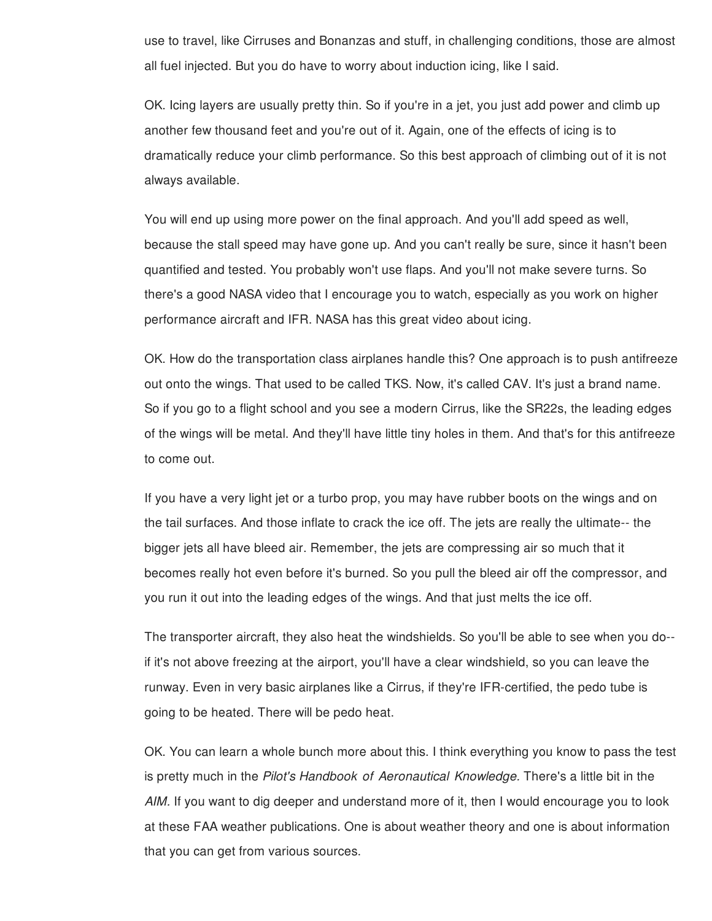use to travel, like Cirruses and Bonanzas and stuff, in challenging conditions, those are almost all fuel injected. But you do have to worry about induction icing, like I said.

OK. Icing layers are usually pretty thin. So if you're in a jet, you just add power and climb up another few thousand feet and you're out of it. Again, one of the effects of icing is to dramatically reduce your climb performance. So this best approach of climbing out of it is not always available.

You will end up using more power on the final approach. And you'll add speed as well, because the stall speed may have gone up. And you can't really be sure, since it hasn't been quantified and tested. You probably won't use flaps. And you'll not make severe turns. So there's a good NASA video that I encourage you to watch, especially as you work on higher performance aircraft and IFR. NASA has this great video about icing.

OK. How do the transportation class airplanes handle this? One approach is to push antifreeze out onto the wings. That used to be called TKS. Now, it's called CAV. It's just a brand name. So if you go to a flight school and you see a modern Cirrus, like the SR22s, the leading edges of the wings will be metal. And they'll have little tiny holes in them. And that's for this antifreeze to come out.

If you have a very light jet or a turbo prop, you may have rubber boots on the wings and on the tail surfaces. And those inflate to crack the ice off. The jets are really the ultimate-- the bigger jets all have bleed air. Remember, the jets are compressing air so much that it becomes really hot even before it's burned. So you pull the bleed air off the compressor, and you run it out into the leading edges of the wings. And that just melts the ice off.

The transporter aircraft, they also heat the windshields. So you'll be able to see when you do-- if it's not above freezing at the airport, you'll have a clear windshield, so you can leave the runway. Even in very basic airplanes like a Cirrus, if they're IFR-certified, the pedo tube is going to be heated. There will be pedo heat.

OK. You can learn a whole bunch more about this. I think everything you know to pass the test is pretty much in the *Pilot's Handbook of Aeronautical Knowledge.* There's a little bit in the *AIM.* If you want to dig deeper and understand more of it, then I would encourage you to look at these FAA weather publications. One is about weather theory and one is about information that you can get from various sources.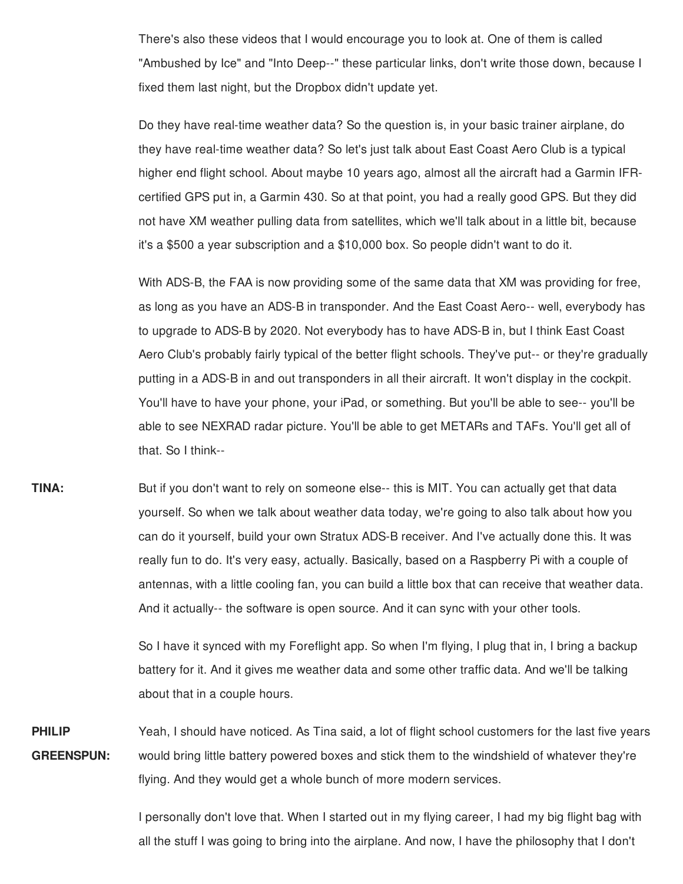There's also these videos that I would encourage you to look at. One of them is called "Ambushed by Ice" and "Into Deep--" these particular links, don't write those down, because I fixed them last night, but the Dropbox didn't update yet.

Do they have real-time weather data? So the question is, in your basic trainer airplane, do they have real-time weather data? So let's just talk about East Coast Aero Club is a typical higher end flight school. About maybe 10 years ago, almost all the aircraft had a Garmin IFR-certified GPS put in, a Garmin 430. So at that point, you had a really good GPS. But they did not have XM weather pulling data from satellites, which we'll talk about in a little bit, because it's a $500 a year subscription and a $10,000 box. So people didn't want to do it.

With ADS-B, the FAA is now providing some of the same data that XM was providing for free, as long as you have an ADS-B in transponder. And the East Coast Aero-- well, everybody has to upgrade to ADS-B by 2020. Not everybody has to have ADS-B in, but I think East Coast Aero Club's probably fairly typical of the better flight schools. They've put-- or they're gradually putting in a ADS-B in and out transponders in all their aircraft. It won't display in the cockpit. You'll have to have your phone, your iPad, or something. But you'll be able to see-- you'll be able to see NEXRAD radar picture. You'll be able to get METARs and TAFs. You'll get all of that. So I think--

**TINA:** But if you don't want to rely on someone else-- this is MIT. You can actually get that data yourself. So when we talk about weather data today, we're going to also talk about how you can do it yourself, build your own Stratux ADS-B receiver. And I've actually done this. It was really fun to do. It's very easy, actually. Basically, based on a Raspberry Pi with a couple of antennas, with a little cooling fan, you can build a little box that can receive that weather data. And it actually-- the software is open source. And it can sync with your other tools.

So I have it synced with my Foreflight app. So when I'm flying, I plug that in, I bring a backup battery for it. And it gives me weather data and some other traffic data. And we'll be talking about that in a couple hours.

**PHILIP GREENSPUN:** Yeah, I should have noticed. As Tina said, a lot of flight school customers for the last five years would bring little battery powered boxes and stick them to the windshield of whatever they're flying. And they would get a whole bunch of more modern services.

I personally don't love that. When I started out in my flying career, I had my big flight bag with all the stuff I was going to bring into the airplane. And now, I have the philosophy that I don't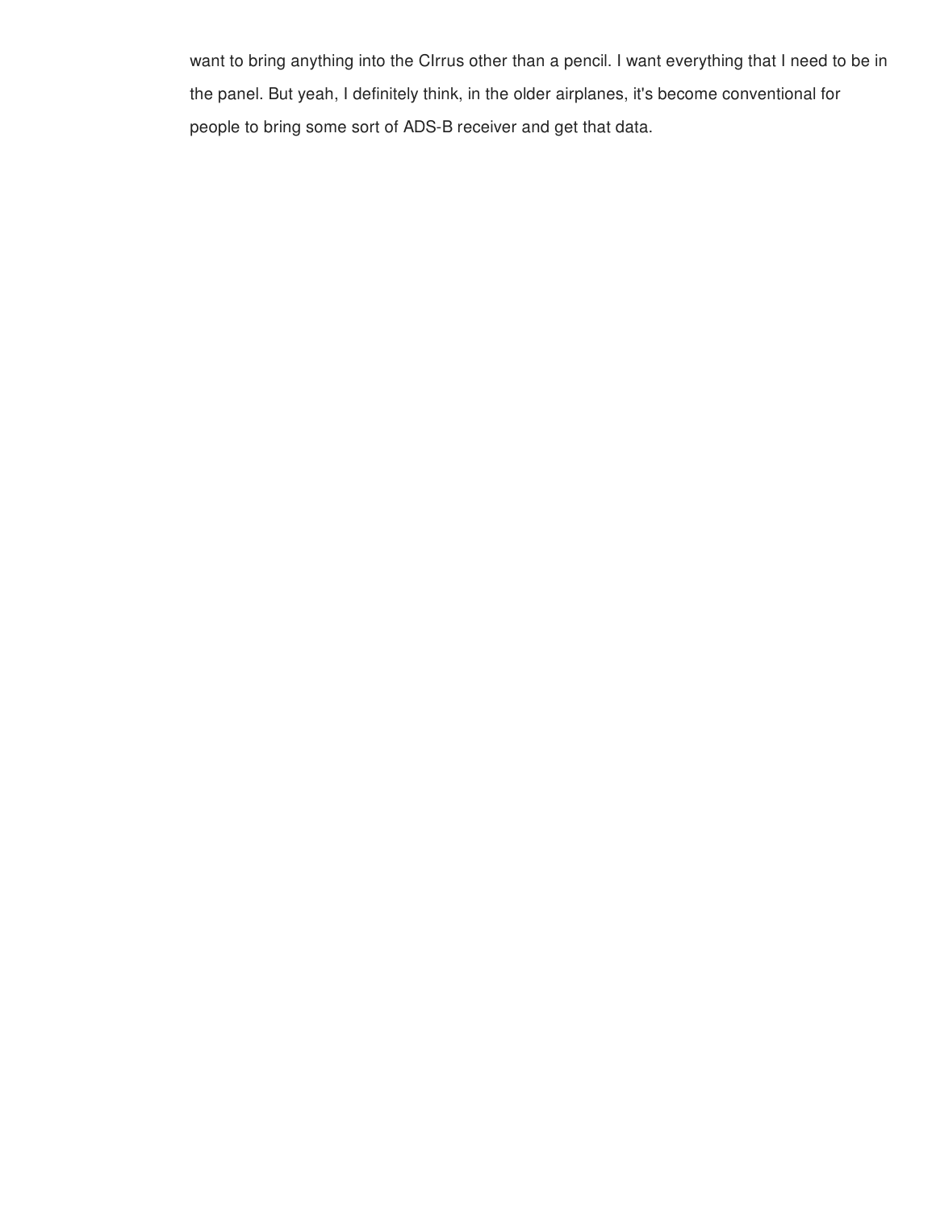want to bring anything into the CIrrus other than a pencil. I want everything that I need to be in the panel. But yeah, I definitely think, in the older airplanes, it's become conventional for people to bring some sort of ADS-B receiver and get that data.